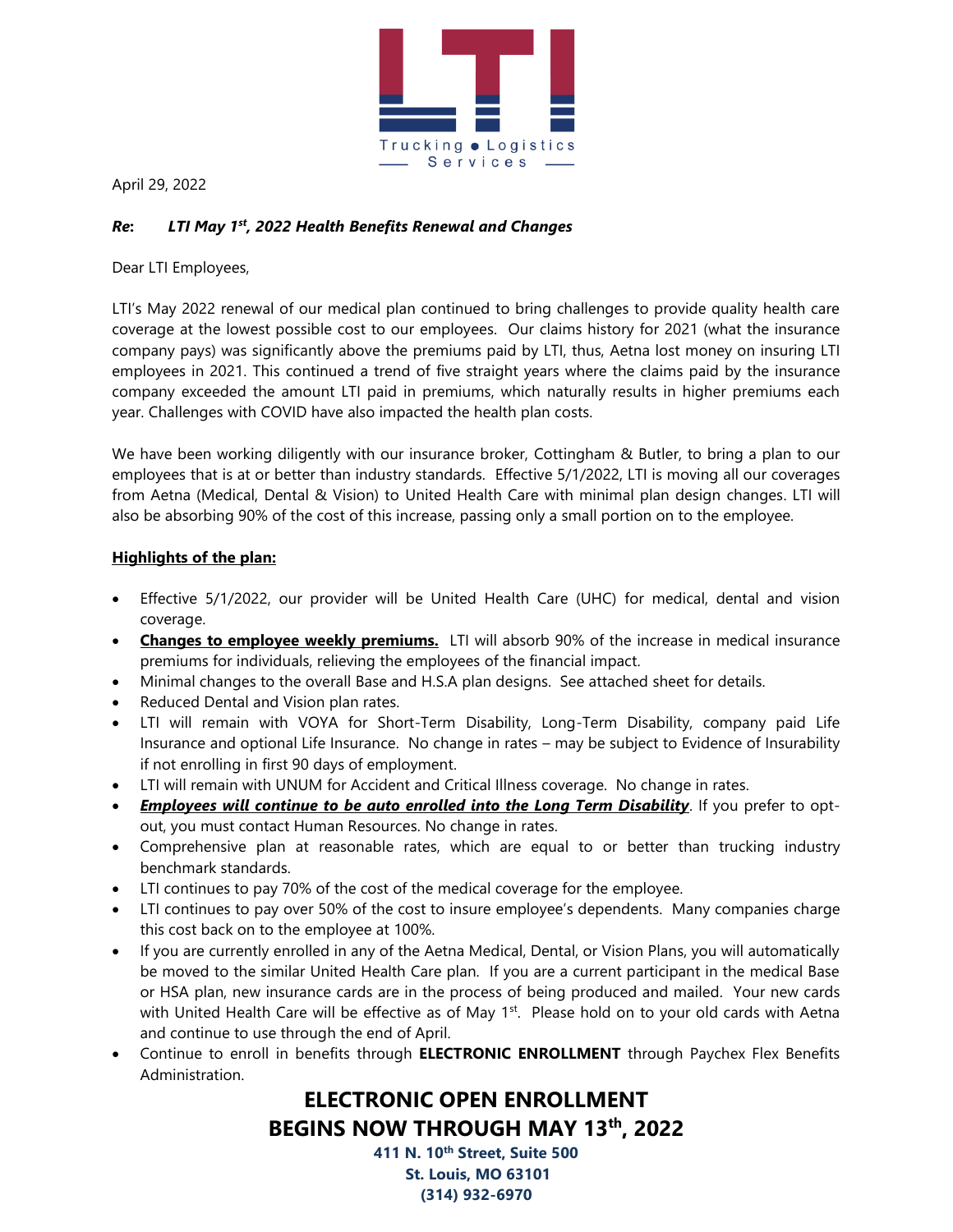LTI

Trucking ● Logistics
Services

April 29, 2022

***Re*:** ***LTI May 1st, 2022 Health Benefits Renewal and Changes***

Dear LTI Employees,

LTI's May 2022 renewal of our medical plan continued to bring challenges to provide quality health care coverage at the lowest possible cost to our employees. Our claims history for 2021 (what the insurance company pays) was significantly above the premiums paid by LTI, thus, Aetna lost money on insuring LTI employees in 2021. This continued a trend of five straight years where the claims paid by the insurance company exceeded the amount LTI paid in premiums, which naturally results in higher premiums each year. Challenges with COVID have also impacted the health plan costs.

We have been working diligently with our insurance broker, Cottingham & Butler, to bring a plan to our employees that is at or better than industry standards. Effective 5/1/2022, LTI is moving all our coverages from Aetna (Medical, Dental & Vision) to United Health Care with minimal plan design changes. LTI will also be absorbing 90% of the cost of this increase, passing only a small portion on to the employee.

**<u>Highlights of the plan:</u>**

- Effective 5/1/2022, our provider will be United Health Care (UHC) for medical, dental and vision coverage.
- **<u>Changes to employee weekly premiums.</u>** LTI will absorb 90% of the increase in medical insurance premiums for individuals, relieving the employees of the financial impact.
- Minimal changes to the overall Base and H.S.A plan designs. See attached sheet for details.
- Reduced Dental and Vision plan rates.
- LTI will remain with VOYA for Short-Term Disability, Long-Term Disability, company paid Life Insurance and optional Life Insurance. No change in rates – may be subject to Evidence of Insurability if not enrolling in first 90 days of employment.
- LTI will remain with UNUM for Accident and Critical Illness coverage. No change in rates.
- ***<u>Employees will continue to be auto enrolled into the Long Term Disability</u>***. If you prefer to opt-out, you must contact Human Resources. No change in rates.
- Comprehensive plan at reasonable rates, which are equal to or better than trucking industry benchmark standards.
- LTI continues to pay 70% of the cost of the medical coverage for the employee.
- LTI continues to pay over 50% of the cost to insure employee's dependents. Many companies charge this cost back on to the employee at 100%.
- If you are currently enrolled in any of the Aetna Medical, Dental, or Vision Plans, you will automatically be moved to the similar United Health Care plan. If you are a current participant in the medical Base or HSA plan, new insurance cards are in the process of being produced and mailed. Your new cards with United Health Care will be effective as of May 1st. Please hold on to your old cards with Aetna and continue to use through the end of April.
- Continue to enroll in benefits through **ELECTRONIC ENROLLMENT** through Paychex Flex Benefits Administration.

## ELECTRONIC OPEN ENROLLMENT BEGINS NOW THROUGH MAY 13th, 2022

**411 N. 10th Street, Suite 500**
**St. Louis, MO 63101**
**(314) 932-6970**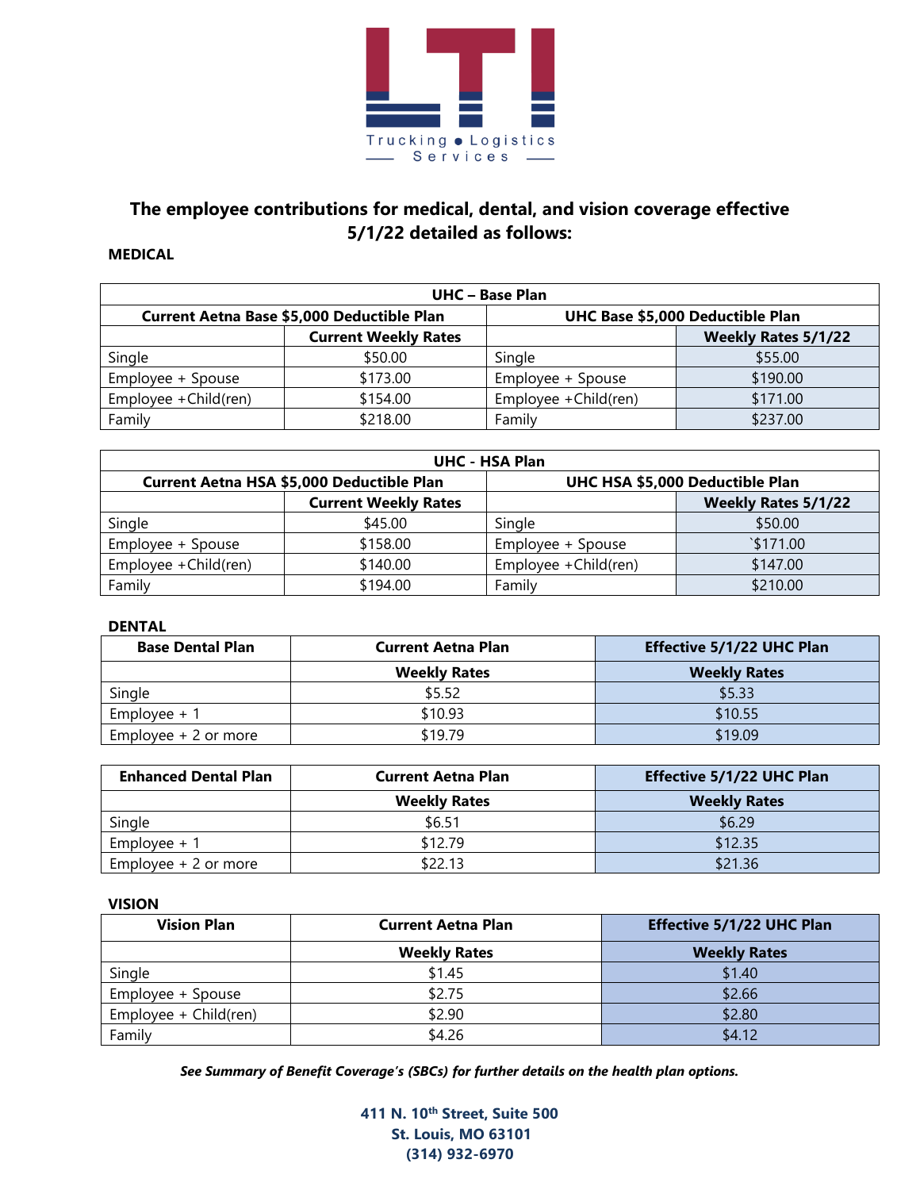Trucking ● Logistics Services

## The employee contributions for medical, dental, and vision coverage effective 5/1/22 detailed as follows:

### MEDICAL

| UHC – Base Plan | | | |
|---|---|---|---|
| **Current Aetna Base $5,000 Deductible Plan** | | **UHC Base $5,000 Deductible Plan** | |
| | **Current Weekly Rates** | | **Weekly Rates 5/1/22** |
| Single | $50.00 | Single | $55.00 |
| Employee + Spouse | $173.00 | Employee + Spouse | $190.00 |
| Employee +Child(ren) | $154.00 | Employee +Child(ren) | $171.00 |
| Family | $218.00 | Family | $237.00 |

| UHC - HSA Plan | | | |
|---|---|---|---|
| **Current Aetna HSA $5,000 Deductible Plan** | | **UHC HSA $5,000 Deductible Plan** | |
| | **Current Weekly Rates** | | **Weekly Rates 5/1/22** |
| Single | $45.00 | Single | $50.00 |
| Employee + Spouse | $158.00 | Employee + Spouse | `$171.00 |
| Employee +Child(ren) | $140.00 | Employee +Child(ren) | $147.00 |
| Family | $194.00 | Family | $210.00 |

### DENTAL

| Base Dental Plan | Current Aetna Plan | Effective 5/1/22 UHC Plan |
|---|---|---|
| | **Weekly Rates** | **Weekly Rates** |
| Single | $5.52 | $5.33 |
| Employee + 1 | $10.93 | $10.55 |
| Employee + 2 or more | $19.79 | $19.09 |

| Enhanced Dental Plan | Current Aetna Plan | Effective 5/1/22 UHC Plan |
|---|---|---|
| | **Weekly Rates** | **Weekly Rates** |
| Single | $6.51 | $6.29 |
| Employee + 1 | $12.79 | $12.35 |
| Employee + 2 or more | $22.13 | $21.36 |

### VISION

| Vision Plan | Current Aetna Plan | Effective 5/1/22 UHC Plan |
|---|---|---|
| | **Weekly Rates** | **Weekly Rates** |
| Single | $1.45 | $1.40 |
| Employee + Spouse | $2.75 | $2.66 |
| Employee + Child(ren) | $2.90 | $2.80 |
| Family | $4.26 | $4.12 |

***See Summary of Benefit Coverage's (SBCs) for further details on the health plan options.***

**411 N. 10th Street, Suite 500**
**St. Louis, MO 63101**
**(314) 932-6970**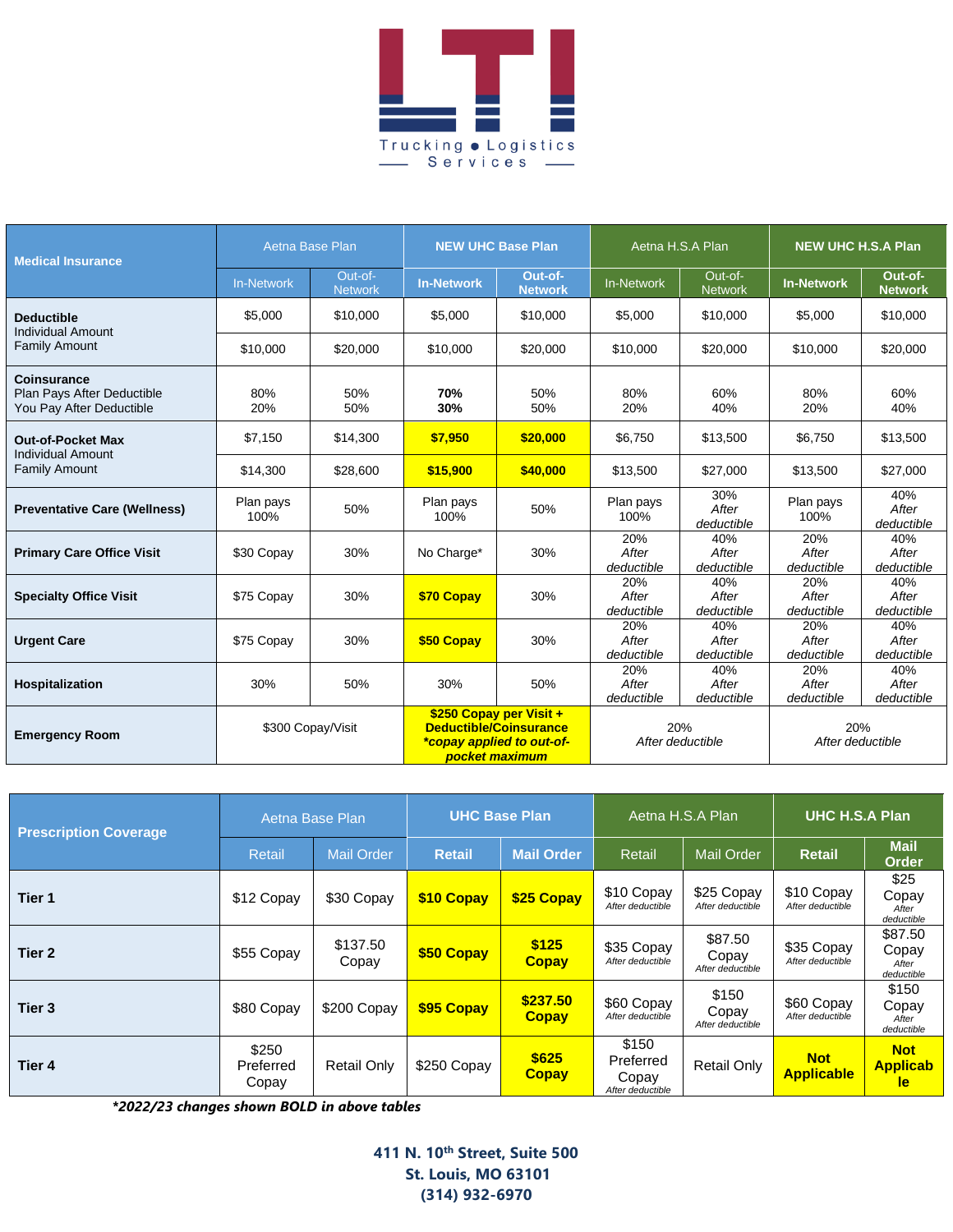LTI

Trucking ● Logistics Services

| Medical Insurance | Aetna Base Plan | | NEW UHC Base Plan | | Aetna H.S.A Plan | | NEW UHC H.S.A Plan | |
|---|---|---|---|---|---|---|---|---|
| | In-Network | Out-of-Network | In-Network | Out-of-Network | In-Network | Out-of-Network | In-Network | Out-of-Network |
| **Deductible** Individual Amount | $5,000 | $10,000 | $5,000 | $10,000 | $5,000 | $10,000 | $5,000 | $10,000 |
| Family Amount | $10,000 | $20,000 | $10,000 | $20,000 | $10,000 | $20,000 | $10,000 | $20,000 |
| **Coinsurance** Plan Pays After Deductible / You Pay After Deductible | 80% / 20% | 50% / 50% | **70%** / **30%** | 50% / 50% | 80% / 20% | 60% / 40% | 80% / 20% | 60% / 40% |
| **Out-of-Pocket Max** Individual Amount | $7,150 | $14,300 | **$7,950** | **$20,000** | $6,750 | $13,500 | $6,750 | $13,500 |
| Family Amount | $14,300 | $28,600 | **$15,900** | **$40,000** | $13,500 | $27,000 | $13,500 | $27,000 |
| **Preventative Care (Wellness)** | Plan pays 100% | 50% | Plan pays 100% | 50% | Plan pays 100% | 30% *After deductible* | Plan pays 100% | 40% *After deductible* |
| **Primary Care Office Visit** | $30 Copay | 30% | No Charge* | 30% | 20% *After deductible* | 40% *After deductible* | 20% *After deductible* | 40% *After deductible* |
| **Specialty Office Visit** | $75 Copay | 30% | **$70 Copay** | 30% | 20% *After deductible* | 40% *After deductible* | 20% *After deductible* | 40% *After deductible* |
| **Urgent Care** | $75 Copay | 30% | **$50 Copay** | 30% | 20% *After deductible* | 40% *After deductible* | 20% *After deductible* | 40% *After deductible* |
| **Hospitalization** | 30% | 50% | 30% | 50% | 20% *After deductible* | 40% *After deductible* | 20% *After deductible* | 40% *After deductible* |
| **Emergency Room** | $300 Copay/Visit | | **$250 Copay per Visit + Deductible/Coinsurance** ***copay applied to out-of-pocket maximum*** | | 20% *After deductible* | | 20% *After deductible* | |

| Prescription Coverage | Aetna Base Plan | | UHC Base Plan | | Aetna H.S.A Plan | | UHC H.S.A Plan | |
|---|---|---|---|---|---|---|---|---|
| | Retail | Mail Order | Retail | Mail Order | Retail | Mail Order | Retail | Mail Order |
| **Tier 1** | $12 Copay | $30 Copay | **$10 Copay** | **$25 Copay** | $10 Copay *After deductible* | $25 Copay *After deductible* | $10 Copay *After deductible* | $25 Copay *After deductible* |
| **Tier 2** | $55 Copay | $137.50 Copay | **$50 Copay** | **$125 Copay** | $35 Copay *After deductible* | $87.50 Copay *After deductible* | $35 Copay *After deductible* | $87.50 Copay *After deductible* |
| **Tier 3** | $80 Copay | $200 Copay | **$95 Copay** | **$237.50 Copay** | $60 Copay *After deductible* | $150 Copay *After deductible* | $60 Copay *After deductible* | $150 Copay *After deductible* |
| **Tier 4** | $250 Preferred Copay | Retail Only | $250 Copay | **$625 Copay** | $150 Preferred Copay *After deductible* | Retail Only | **Not Applicable** | **Not Applicable** |

***2022/23 changes shown BOLD in above tables***

**411 N. 10th Street, Suite 500**
**St. Louis, MO 63101**
**(314) 932-6970**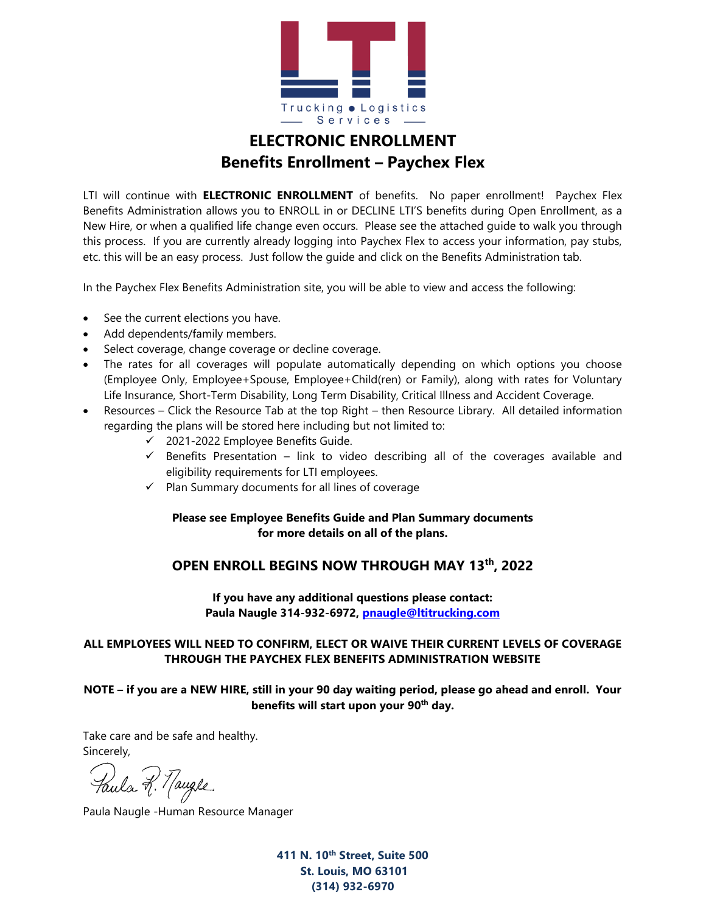LTI

Trucking ● Logistics
Services

# ELECTRONIC ENROLLMENT
## Benefits Enrollment – Paychex Flex

LTI will continue with **ELECTRONIC ENROLLMENT** of benefits. No paper enrollment! Paychex Flex Benefits Administration allows you to ENROLL in or DECLINE LTI'S benefits during Open Enrollment, as a New Hire, or when a qualified life change even occurs. Please see the attached guide to walk you through this process. If you are currently already logging into Paychex Flex to access your information, pay stubs, etc. this will be an easy process. Just follow the guide and click on the Benefits Administration tab.

In the Paychex Flex Benefits Administration site, you will be able to view and access the following:

- See the current elections you have.
- Add dependents/family members.
- Select coverage, change coverage or decline coverage.
- The rates for all coverages will populate automatically depending on which options you choose (Employee Only, Employee+Spouse, Employee+Child(ren) or Family), along with rates for Voluntary Life Insurance, Short-Term Disability, Long Term Disability, Critical Illness and Accident Coverage.
- Resources – Click the Resource Tab at the top Right – then Resource Library. All detailed information regarding the plans will be stored here including but not limited to:
    - ✓ 2021-2022 Employee Benefits Guide.
    - ✓ Benefits Presentation – link to video describing all of the coverages available and eligibility requirements for LTI employees.
    - ✓ Plan Summary documents for all lines of coverage

**Please see Employee Benefits Guide and Plan Summary documents for more details on all of the plans.**

### OPEN ENROLL BEGINS NOW THROUGH MAY 13th, 2022

**If you have any additional questions please contact:**
**Paula Naugle 314-932-6972, pnaugle@ltitrucking.com**

**ALL EMPLOYEES WILL NEED TO CONFIRM, ELECT OR WAIVE THEIR CURRENT LEVELS OF COVERAGE THROUGH THE PAYCHEX FLEX BENEFITS ADMINISTRATION WEBSITE**

**NOTE – if you are a NEW HIRE, still in your 90 day waiting period, please go ahead and enroll. Your benefits will start upon your 90th day.**

Take care and be safe and healthy.
Sincerely,

Paula R. Naugle

Paula Naugle -Human Resource Manager

**411 N. 10th Street, Suite 500**
**St. Louis, MO 63101**
**(314) 932-6970**